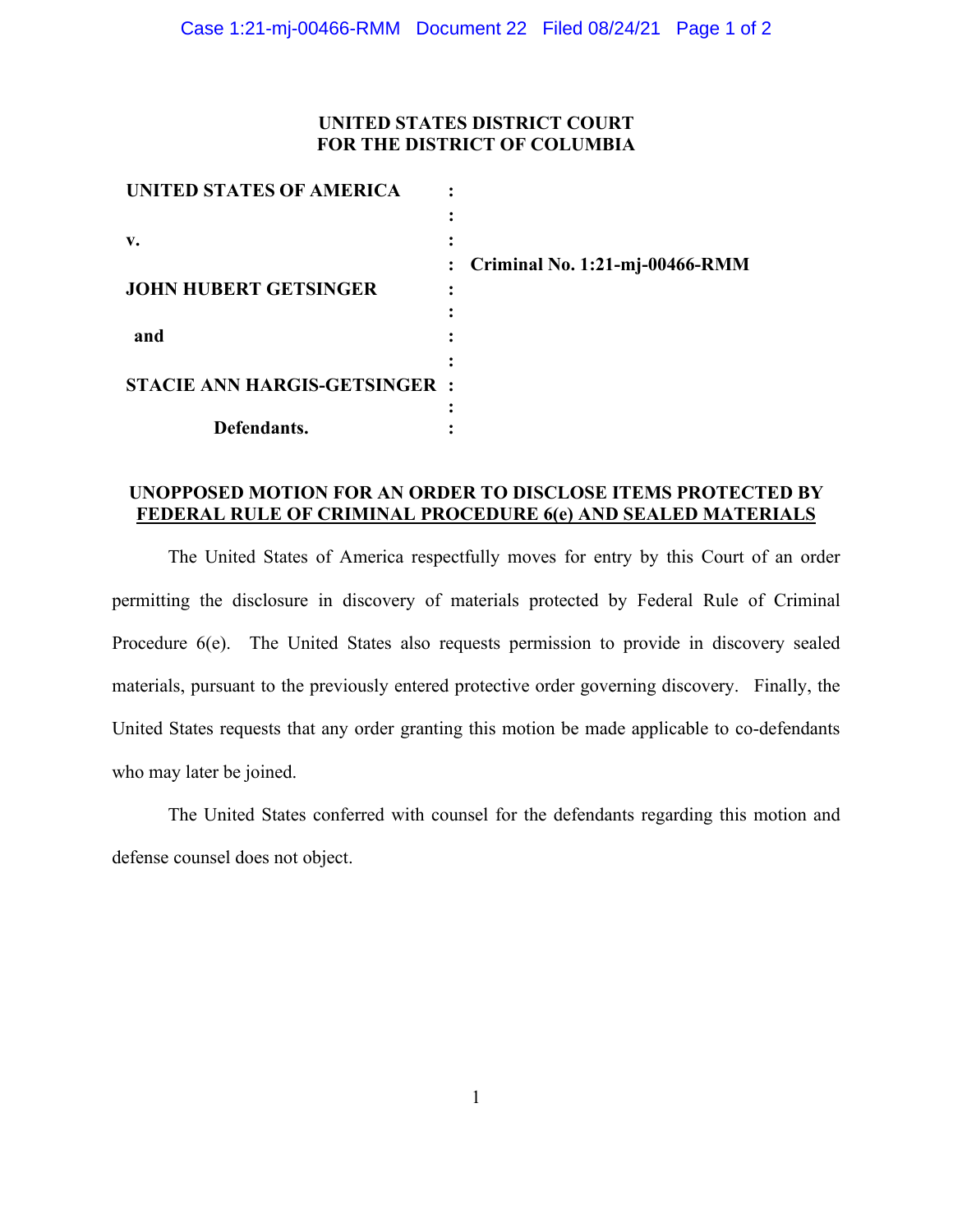**UNITED STATES DISTRICT COURT**
**FOR THE DISTRICT OF COLUMBIA**

| | | |
|---|---|---|
| **UNITED STATES OF AMERICA** | : | |
| | : | |
| **v.** | : | |
| | : | **Criminal No. 1:21-mj-00466-RMM** |
| **JOHN HUBERT GETSINGER** | : | |
| | : | |
| **and** | : | |
| | : | |
| **STACIE ANN HARGIS-GETSINGER** | : | |
| | : | |
| **Defendants.** | : | |

## UNOPPOSED MOTION FOR AN ORDER TO DISCLOSE ITEMS PROTECTED BY FEDERAL RULE OF CRIMINAL PROCEDURE 6(e) AND SEALED MATERIALS

The United States of America respectfully moves for entry by this Court of an order permitting the disclosure in discovery of materials protected by Federal Rule of Criminal Procedure 6(e). The United States also requests permission to provide in discovery sealed materials, pursuant to the previously entered protective order governing discovery. Finally, the United States requests that any order granting this motion be made applicable to co-defendants who may later be joined.

The United States conferred with counsel for the defendants regarding this motion and defense counsel does not object.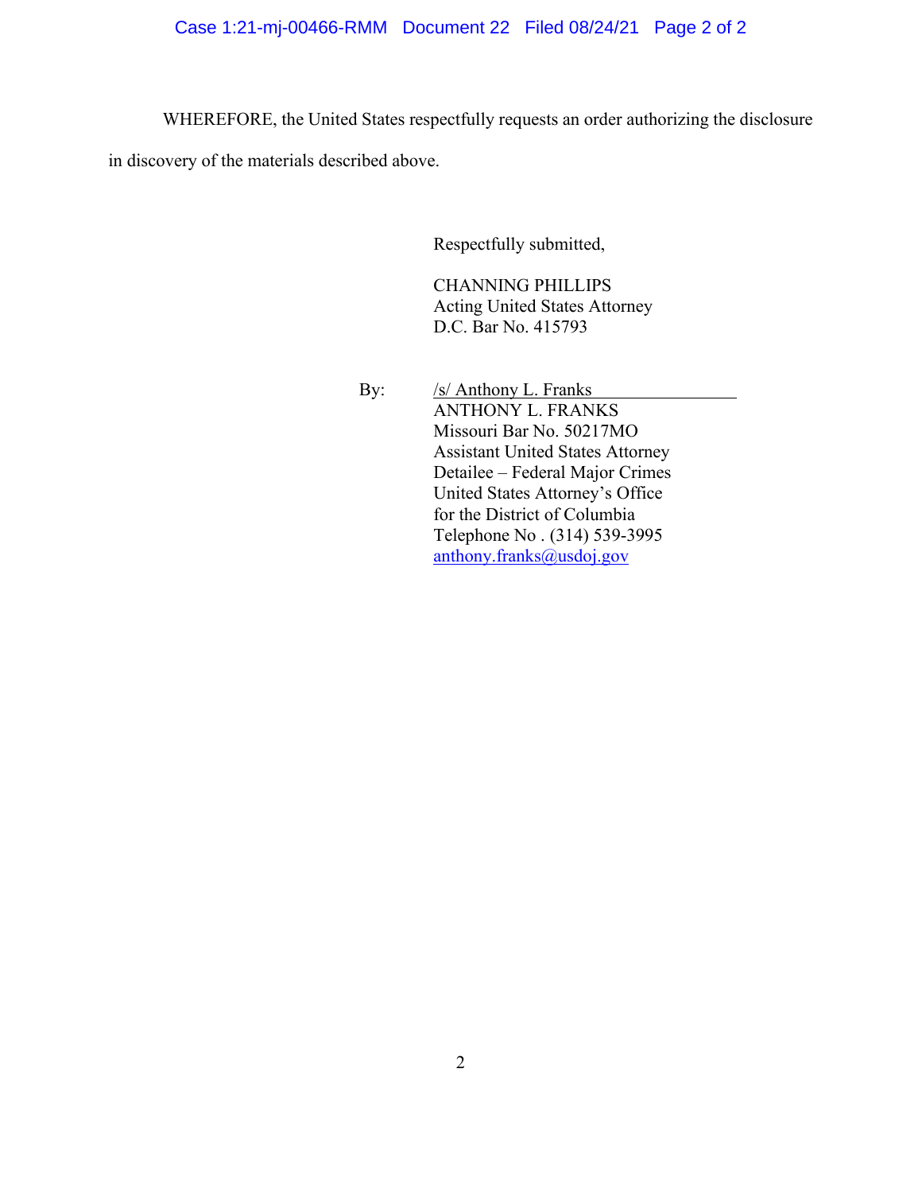WHEREFORE, the United States respectfully requests an order authorizing the disclosure in discovery of the materials described above.

Respectfully submitted,

CHANNING PHILLIPS
Acting United States Attorney
D.C. Bar No. 415793

By: /s/ Anthony L. Franks
ANTHONY L. FRANKS
Missouri Bar No. 50217MO
Assistant United States Attorney
Detailee – Federal Major Crimes
United States Attorney's Office
for the District of Columbia
Telephone No . (314) 539-3995
anthony.franks@usdoj.gov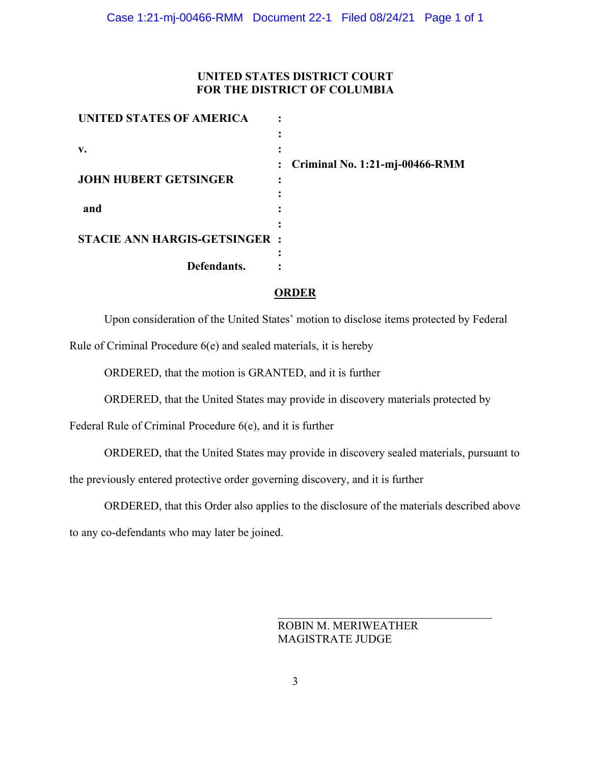**UNITED STATES DISTRICT COURT**
**FOR THE DISTRICT OF COLUMBIA**

| | | |
|---|---|---|
| **UNITED STATES OF AMERICA** | : | |
| | : | |
| **v.** | : | |
| | : | **Criminal No. 1:21-mj-00466-RMM** |
| **JOHN HUBERT GETSINGER** | : | |
| | : | |
| **and** | : | |
| | : | |
| **STACIE ANN HARGIS-GETSINGER** | : | |
| | : | |
| **Defendants.** | : | |

## ORDER

Upon consideration of the United States' motion to disclose items protected by Federal Rule of Criminal Procedure 6(e) and sealed materials, it is hereby

ORDERED, that the motion is GRANTED, and it is further

ORDERED, that the United States may provide in discovery materials protected by Federal Rule of Criminal Procedure 6(e), and it is further

ORDERED, that the United States may provide in discovery sealed materials, pursuant to the previously entered protective order governing discovery, and it is further

ORDERED, that this Order also applies to the disclosure of the materials described above to any co-defendants who may later be joined.

\_\_\_\_\_\_\_\_\_\_\_\_\_\_\_\_\_\_\_\_\_\_\_\_\_\_\_\_\_\_\_\_\_\_\_\_
ROBIN M. MERIWEATHER
MAGISTRATE JUDGE